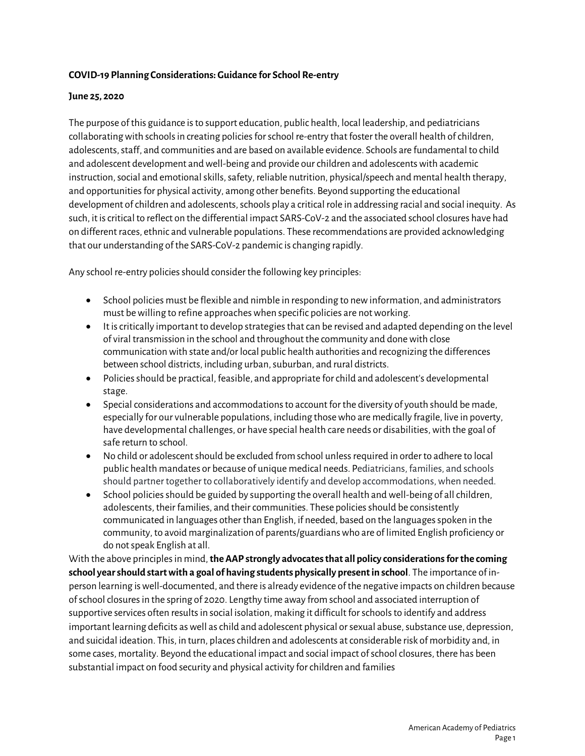**COVID-19 Planning Considerations: Guidance for School Re-entry**

**June 25, 2020**

The purpose of this guidance is to support education, public health, local leadership, and pediatricians collaborating with schools in creating policies for school re-entry that foster the overall health of children, adolescents, staff, and communities and are based on available evidence. Schools are fundamental to child and adolescent development and well-being and provide our children and adolescents with academic instruction, social and emotional skills, safety, reliable nutrition, physical/speech and mental health therapy, and opportunities for physical activity, among other benefits. Beyond supporting the educational development of children and adolescents, schools play a critical role in addressing racial and social inequity. As such, it is critical to reflect on the differential impact SARS-CoV-2 and the associated school closures have had on different races, ethnic and vulnerable populations. These recommendations are provided acknowledging that our understanding of the SARS-CoV-2 pandemic is changing rapidly.

Any school re-entry policies should consider the following key principles:

- School policies must be flexible and nimble in responding to new information, and administrators must be willing to refine approaches when specific policies are not working.
- It is critically important to develop strategies that can be revised and adapted depending on the level of viral transmission in the school and throughout the community and done with close communication with state and/or local public health authorities and recognizing the differences between school districts, including urban, suburban, and rural districts.
- Policies should be practical, feasible, and appropriate for child and adolescent's developmental stage.
- Special considerations and accommodations to account for the diversity of youth should be made, especially for our vulnerable populations, including those who are medically fragile, live in poverty, have developmental challenges, or have special health care needs or disabilities, with the goal of safe return to school.
- No child or adolescent should be excluded from school unless required in order to adhere to local public health mandates or because of unique medical needs. Pediatricians, families, and schools should partner together to collaboratively identify and develop accommodations, when needed.
- School policies should be guided by supporting the overall health and well-being of all children, adolescents, their families, and their communities. These policies should be consistently communicated in languages other than English, if needed, based on the languages spoken in the community, to avoid marginalization of parents/guardians who are of limited English proficiency or do not speak English at all.

With the above principles in mind, **the AAP strongly advocates that all policy considerations for the coming school year should start with a goal of having students physically present in school**. The importance of in-person learning is well-documented, and there is already evidence of the negative impacts on children because of school closures in the spring of 2020. Lengthy time away from school and associated interruption of supportive services often results in social isolation, making it difficult for schools to identify and address important learning deficits as well as child and adolescent physical or sexual abuse, substance use, depression, and suicidal ideation. This, in turn, places children and adolescents at considerable risk of morbidity and, in some cases, mortality. Beyond the educational impact and social impact of school closures, there has been substantial impact on food security and physical activity for children and families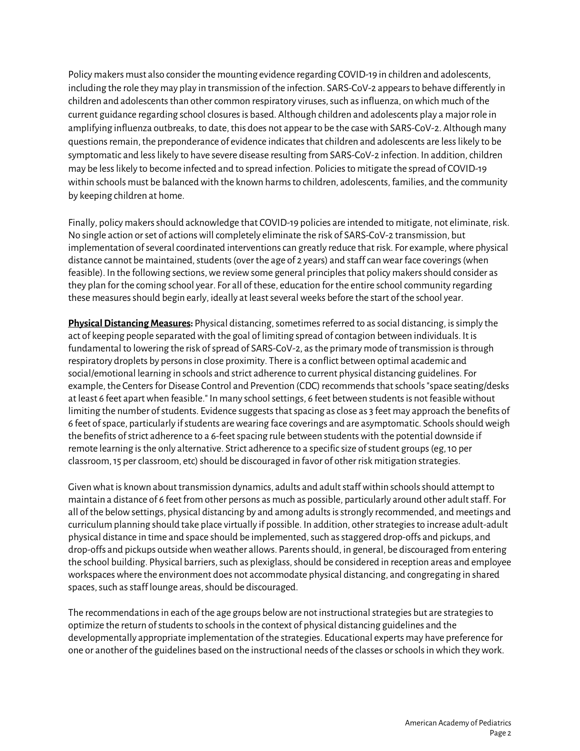Policy makers must also consider the mounting evidence regarding COVID-19 in children and adolescents, including the role they may play in transmission of the infection. SARS-CoV-2 appears to behave differently in children and adolescents than other common respiratory viruses, such as influenza, on which much of the current guidance regarding school closures is based. Although children and adolescents play a major role in amplifying influenza outbreaks, to date, this does not appear to be the case with SARS-CoV-2. Although many questions remain, the preponderance of evidence indicates that children and adolescents are less likely to be symptomatic and less likely to have severe disease resulting from SARS-CoV-2 infection. In addition, children may be less likely to become infected and to spread infection. Policies to mitigate the spread of COVID-19 within schools must be balanced with the known harms to children, adolescents, families, and the community by keeping children at home.

Finally, policy makers should acknowledge that COVID-19 policies are intended to mitigate, not eliminate, risk. No single action or set of actions will completely eliminate the risk of SARS-CoV-2 transmission, but implementation of several coordinated interventions can greatly reduce that risk. For example, where physical distance cannot be maintained, students (over the age of 2 years) and staff can wear face coverings (when feasible). In the following sections, we review some general principles that policy makers should consider as they plan for the coming school year. For all of these, education for the entire school community regarding these measures should begin early, ideally at least several weeks before the start of the school year.

**Physical Distancing Measures:** Physical distancing, sometimes referred to as social distancing, is simply the act of keeping people separated with the goal of limiting spread of contagion between individuals. It is fundamental to lowering the risk of spread of SARS-CoV-2, as the primary mode of transmission is through respiratory droplets by persons in close proximity. There is a conflict between optimal academic and social/emotional learning in schools and strict adherence to current physical distancing guidelines. For example, the Centers for Disease Control and Prevention (CDC) recommends that schools "space seating/desks at least 6 feet apart when feasible." In many school settings, 6 feet between students is not feasible without limiting the number of students. Evidence suggests that spacing as close as 3 feet may approach the benefits of 6 feet of space, particularly if students are wearing face coverings and are asymptomatic. Schools should weigh the benefits of strict adherence to a 6-feet spacing rule between students with the potential downside if remote learning is the only alternative. Strict adherence to a specific size of student groups (eg, 10 per classroom, 15 per classroom, etc) should be discouraged in favor of other risk mitigation strategies.

Given what is known about transmission dynamics, adults and adult staff within schools should attempt to maintain a distance of 6 feet from other persons as much as possible, particularly around other adult staff. For all of the below settings, physical distancing by and among adults is strongly recommended, and meetings and curriculum planning should take place virtually if possible. In addition, other strategies to increase adult-adult physical distance in time and space should be implemented, such as staggered drop-offs and pickups, and drop-offs and pickups outside when weather allows. Parents should, in general, be discouraged from entering the school building. Physical barriers, such as plexiglass, should be considered in reception areas and employee workspaces where the environment does not accommodate physical distancing, and congregating in shared spaces, such as staff lounge areas, should be discouraged.

The recommendations in each of the age groups below are not instructional strategies but are strategies to optimize the return of students to schools in the context of physical distancing guidelines and the developmentally appropriate implementation of the strategies. Educational experts may have preference for one or another of the guidelines based on the instructional needs of the classes or schools in which they work.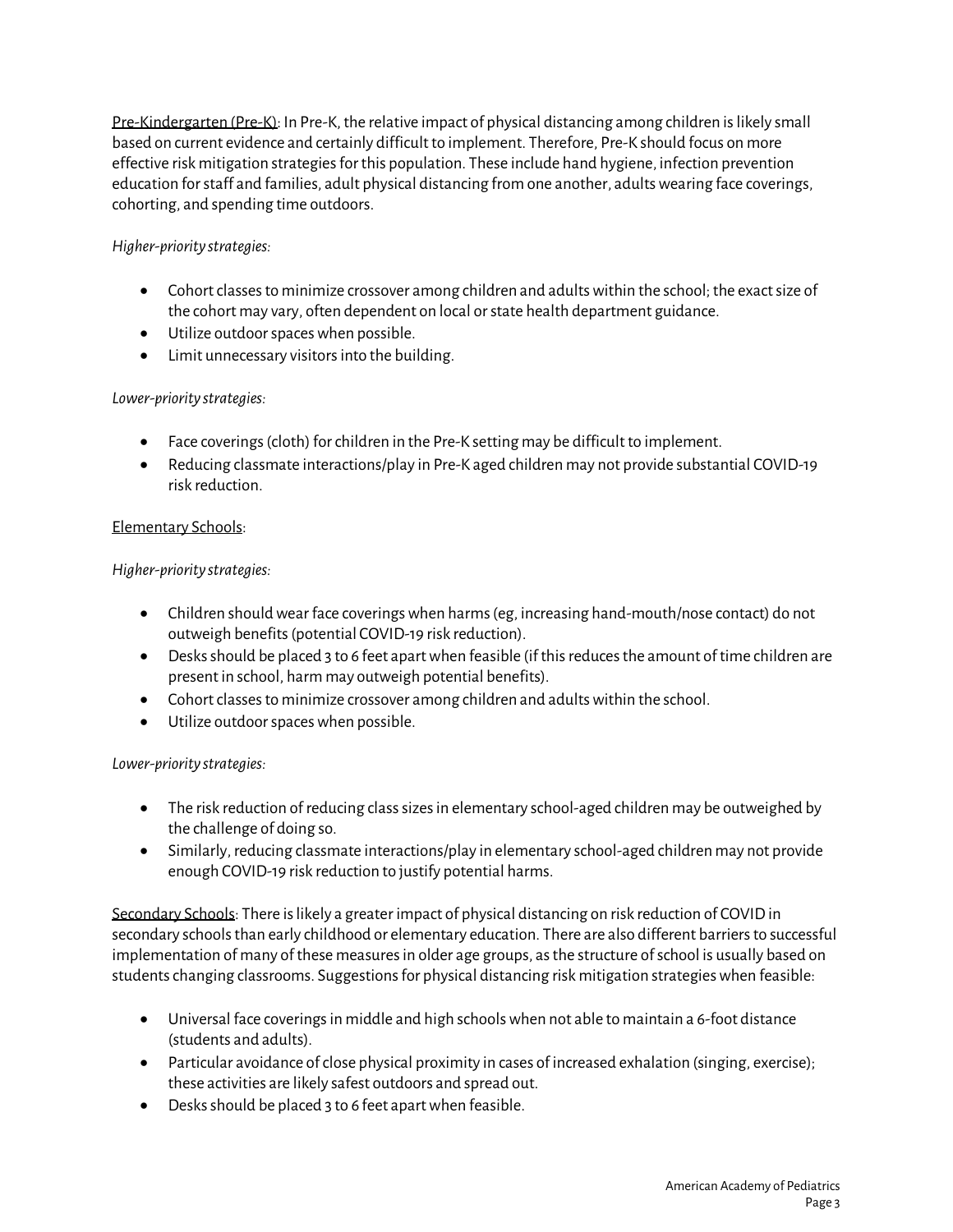Pre-Kindergarten (Pre-K): In Pre-K, the relative impact of physical distancing among children is likely small based on current evidence and certainly difficult to implement. Therefore, Pre-K should focus on more effective risk mitigation strategies for this population. These include hand hygiene, infection prevention education for staff and families, adult physical distancing from one another, adults wearing face coverings, cohorting, and spending time outdoors.

*Higher-priority strategies:*

- Cohort classes to minimize crossover among children and adults within the school; the exact size of the cohort may vary, often dependent on local or state health department guidance.
- Utilize outdoor spaces when possible.
- Limit unnecessary visitors into the building.

*Lower-priority strategies:*

- Face coverings (cloth) for children in the Pre-K setting may be difficult to implement.
- Reducing classmate interactions/play in Pre-K aged children may not provide substantial COVID-19 risk reduction.

Elementary Schools:

*Higher-priority strategies:*

- Children should wear face coverings when harms (eg, increasing hand-mouth/nose contact) do not outweigh benefits (potential COVID-19 risk reduction).
- Desks should be placed 3 to 6 feet apart when feasible (if this reduces the amount of time children are present in school, harm may outweigh potential benefits).
- Cohort classes to minimize crossover among children and adults within the school.
- Utilize outdoor spaces when possible.

*Lower-priority strategies:*

- The risk reduction of reducing class sizes in elementary school-aged children may be outweighed by the challenge of doing so.
- Similarly, reducing classmate interactions/play in elementary school-aged children may not provide enough COVID-19 risk reduction to justify potential harms.

Secondary Schools: There is likely a greater impact of physical distancing on risk reduction of COVID in secondary schools than early childhood or elementary education. There are also different barriers to successful implementation of many of these measures in older age groups, as the structure of school is usually based on students changing classrooms. Suggestions for physical distancing risk mitigation strategies when feasible:

- Universal face coverings in middle and high schools when not able to maintain a 6-foot distance (students and adults).
- Particular avoidance of close physical proximity in cases of increased exhalation (singing, exercise); these activities are likely safest outdoors and spread out.
- Desks should be placed 3 to 6 feet apart when feasible.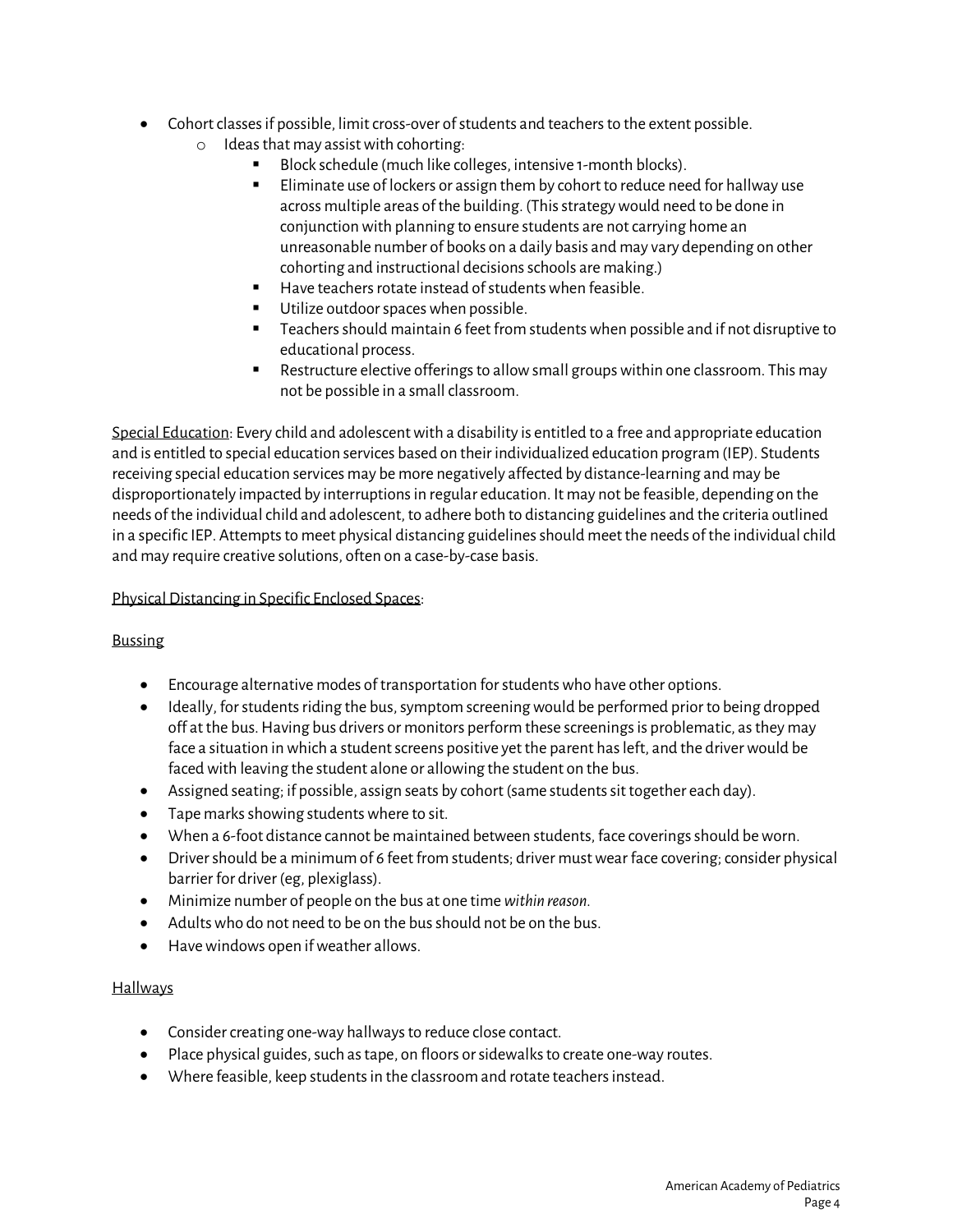- Cohort classes if possible, limit cross-over of students and teachers to the extent possible.
  - Ideas that may assist with cohorting:
    - Block schedule (much like colleges, intensive 1-month blocks).
    - Eliminate use of lockers or assign them by cohort to reduce need for hallway use across multiple areas of the building. (This strategy would need to be done in conjunction with planning to ensure students are not carrying home an unreasonable number of books on a daily basis and may vary depending on other cohorting and instructional decisions schools are making.)
    - Have teachers rotate instead of students when feasible.
    - Utilize outdoor spaces when possible.
    - Teachers should maintain 6 feet from students when possible and if not disruptive to educational process.
    - Restructure elective offerings to allow small groups within one classroom. This may not be possible in a small classroom.

<u>Special Education</u>: Every child and adolescent with a disability is entitled to a free and appropriate education and is entitled to special education services based on their individualized education program (IEP). Students receiving special education services may be more negatively affected by distance-learning and may be disproportionately impacted by interruptions in regular education. It may not be feasible, depending on the needs of the individual child and adolescent, to adhere both to distancing guidelines and the criteria outlined in a specific IEP. Attempts to meet physical distancing guidelines should meet the needs of the individual child and may require creative solutions, often on a case-by-case basis.

<u>Physical Distancing in Specific Enclosed Spaces</u>:

<u>Bussing</u>

- Encourage alternative modes of transportation for students who have other options.
- Ideally, for students riding the bus, symptom screening would be performed prior to being dropped off at the bus. Having bus drivers or monitors perform these screenings is problematic, as they may face a situation in which a student screens positive yet the parent has left, and the driver would be faced with leaving the student alone or allowing the student on the bus.
- Assigned seating; if possible, assign seats by cohort (same students sit together each day).
- Tape marks showing students where to sit.
- When a 6-foot distance cannot be maintained between students, face coverings should be worn.
- Driver should be a minimum of 6 feet from students; driver must wear face covering; consider physical barrier for driver (eg, plexiglass).
- Minimize number of people on the bus at one time *within reason*.
- Adults who do not need to be on the bus should not be on the bus.
- Have windows open if weather allows.

<u>Hallways</u>

- Consider creating one-way hallways to reduce close contact.
- Place physical guides, such as tape, on floors or sidewalks to create one-way routes.
- Where feasible, keep students in the classroom and rotate teachers instead.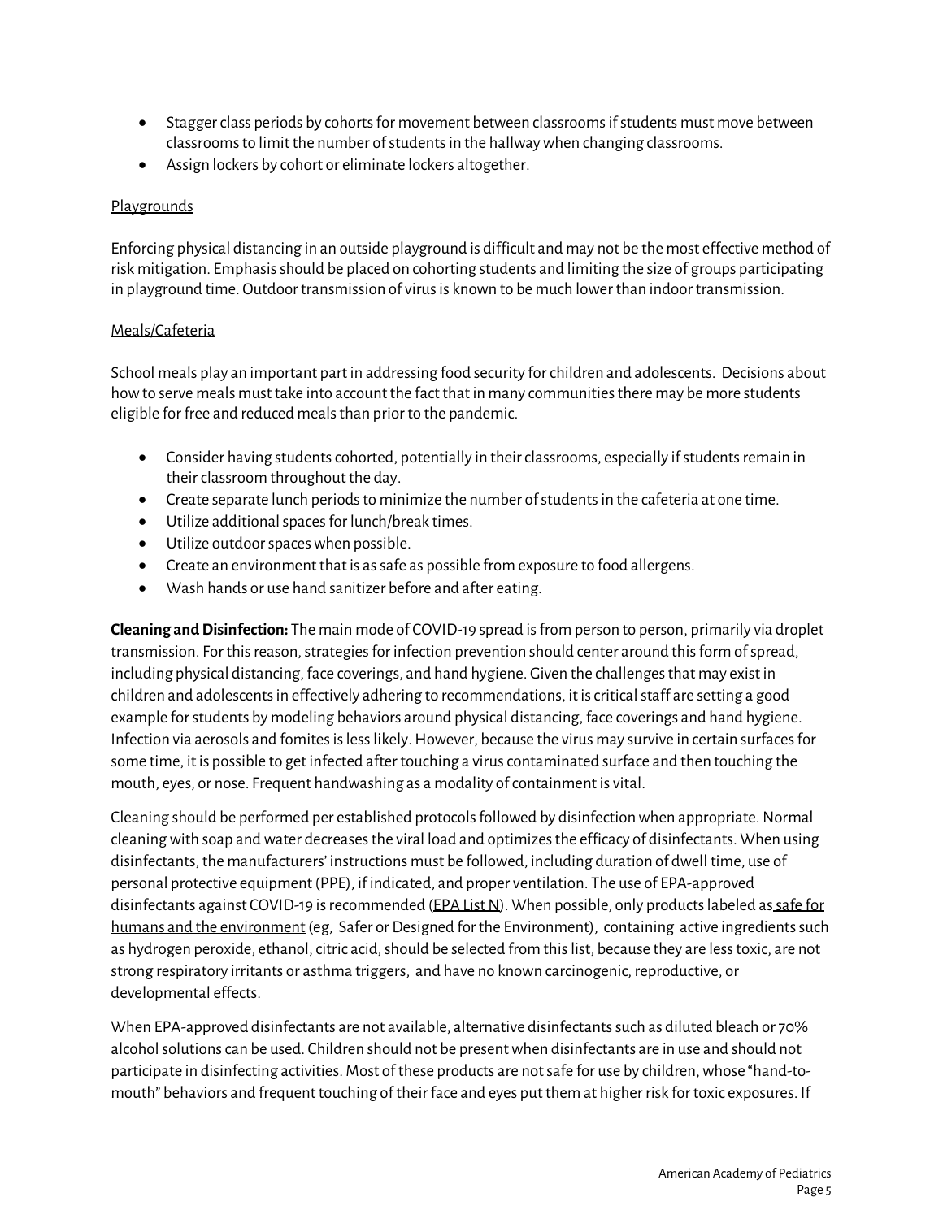- Stagger class periods by cohorts for movement between classrooms if students must move between classrooms to limit the number of students in the hallway when changing classrooms.
- Assign lockers by cohort or eliminate lockers altogether.

Playgrounds

Enforcing physical distancing in an outside playground is difficult and may not be the most effective method of risk mitigation. Emphasis should be placed on cohorting students and limiting the size of groups participating in playground time. Outdoor transmission of virus is known to be much lower than indoor transmission.

Meals/Cafeteria

School meals play an important part in addressing food security for children and adolescents. Decisions about how to serve meals must take into account the fact that in many communities there may be more students eligible for free and reduced meals than prior to the pandemic.

- Consider having students cohorted, potentially in their classrooms, especially if students remain in their classroom throughout the day.
- Create separate lunch periods to minimize the number of students in the cafeteria at one time.
- Utilize additional spaces for lunch/break times.
- Utilize outdoor spaces when possible.
- Create an environment that is as safe as possible from exposure to food allergens.
- Wash hands or use hand sanitizer before and after eating.

**Cleaning and Disinfection:** The main mode of COVID-19 spread is from person to person, primarily via droplet transmission. For this reason, strategies for infection prevention should center around this form of spread, including physical distancing, face coverings, and hand hygiene. Given the challenges that may exist in children and adolescents in effectively adhering to recommendations, it is critical staff are setting a good example for students by modeling behaviors around physical distancing, face coverings and hand hygiene. Infection via aerosols and fomites is less likely. However, because the virus may survive in certain surfaces for some time, it is possible to get infected after touching a virus contaminated surface and then touching the mouth, eyes, or nose. Frequent handwashing as a modality of containment is vital.

Cleaning should be performed per established protocols followed by disinfection when appropriate. Normal cleaning with soap and water decreases the viral load and optimizes the efficacy of disinfectants. When using disinfectants, the manufacturers' instructions must be followed, including duration of dwell time, use of personal protective equipment (PPE), if indicated, and proper ventilation. The use of EPA-approved disinfectants against COVID-19 is recommended (EPA List N). When possible, only products labeled as safe for humans and the environment (eg, Safer or Designed for the Environment), containing active ingredients such as hydrogen peroxide, ethanol, citric acid, should be selected from this list, because they are less toxic, are not strong respiratory irritants or asthma triggers, and have no known carcinogenic, reproductive, or developmental effects.

When EPA-approved disinfectants are not available, alternative disinfectants such as diluted bleach or 70% alcohol solutions can be used. Children should not be present when disinfectants are in use and should not participate in disinfecting activities. Most of these products are not safe for use by children, whose "hand-to-mouth" behaviors and frequent touching of their face and eyes put them at higher risk for toxic exposures. If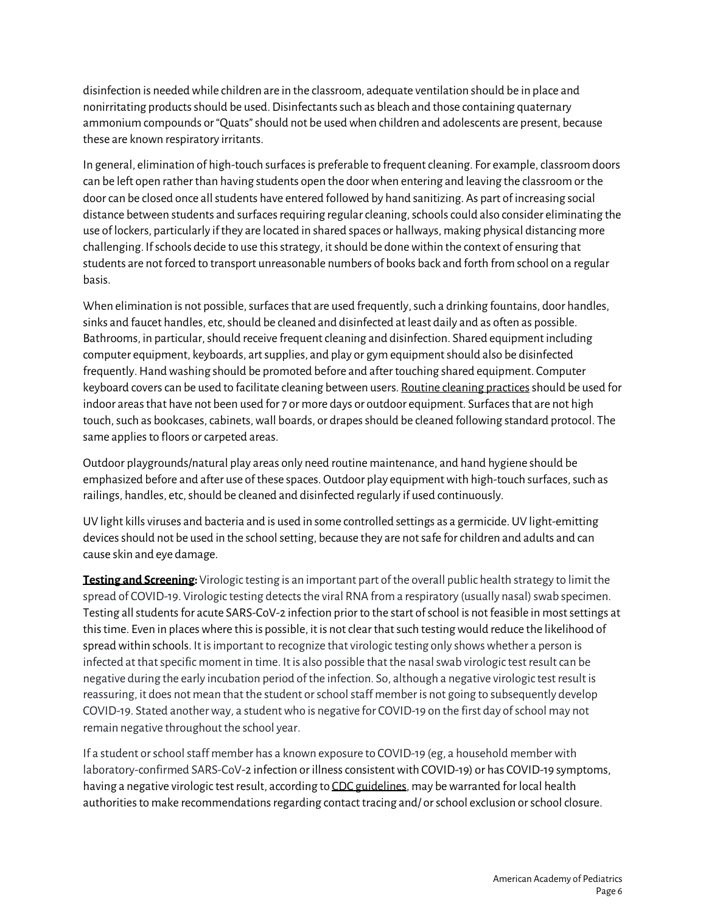disinfection is needed while children are in the classroom, adequate ventilation should be in place and nonirritating products should be used. Disinfectants such as bleach and those containing quaternary ammonium compounds or "Quats" should not be used when children and adolescents are present, because these are known respiratory irritants.

In general, elimination of high-touch surfaces is preferable to frequent cleaning. For example, classroom doors can be left open rather than having students open the door when entering and leaving the classroom or the door can be closed once all students have entered followed by hand sanitizing. As part of increasing social distance between students and surfaces requiring regular cleaning, schools could also consider eliminating the use of lockers, particularly if they are located in shared spaces or hallways, making physical distancing more challenging. If schools decide to use this strategy, it should be done within the context of ensuring that students are not forced to transport unreasonable numbers of books back and forth from school on a regular basis.

When elimination is not possible, surfaces that are used frequently, such a drinking fountains, door handles, sinks and faucet handles, etc, should be cleaned and disinfected at least daily and as often as possible. Bathrooms, in particular, should receive frequent cleaning and disinfection. Shared equipment including computer equipment, keyboards, art supplies, and play or gym equipment should also be disinfected frequently. Hand washing should be promoted before and after touching shared equipment. Computer keyboard covers can be used to facilitate cleaning between users. Routine cleaning practices should be used for indoor areas that have not been used for 7 or more days or outdoor equipment. Surfaces that are not high touch, such as bookcases, cabinets, wall boards, or drapes should be cleaned following standard protocol. The same applies to floors or carpeted areas.

Outdoor playgrounds/natural play areas only need routine maintenance, and hand hygiene should be emphasized before and after use of these spaces. Outdoor play equipment with high-touch surfaces, such as railings, handles, etc, should be cleaned and disinfected regularly if used continuously.

UV light kills viruses and bacteria and is used in some controlled settings as a germicide. UV light-emitting devices should not be used in the school setting, because they are not safe for children and adults and can cause skin and eye damage.

**Testing and Screening:** Virologic testing is an important part of the overall public health strategy to limit the spread of COVID-19. Virologic testing detects the viral RNA from a respiratory (usually nasal) swab specimen. Testing all students for acute SARS-CoV-2 infection prior to the start of school is not feasible in most settings at this time. Even in places where this is possible, it is not clear that such testing would reduce the likelihood of spread within schools. It is important to recognize that virologic testing only shows whether a person is infected at that specific moment in time. It is also possible that the nasal swab virologic test result can be negative during the early incubation period of the infection. So, although a negative virologic test result is reassuring, it does not mean that the student or school staff member is not going to subsequently develop COVID-19. Stated another way, a student who is negative for COVID-19 on the first day of school may not remain negative throughout the school year.

If a student or school staff member has a known exposure to COVID-19 (eg, a household member with laboratory-confirmed SARS-CoV-2 infection or illness consistent with COVID-19) or has COVID-19 symptoms, having a negative virologic test result, according to CDC guidelines, may be warranted for local health authorities to make recommendations regarding contact tracing and/ or school exclusion or school closure.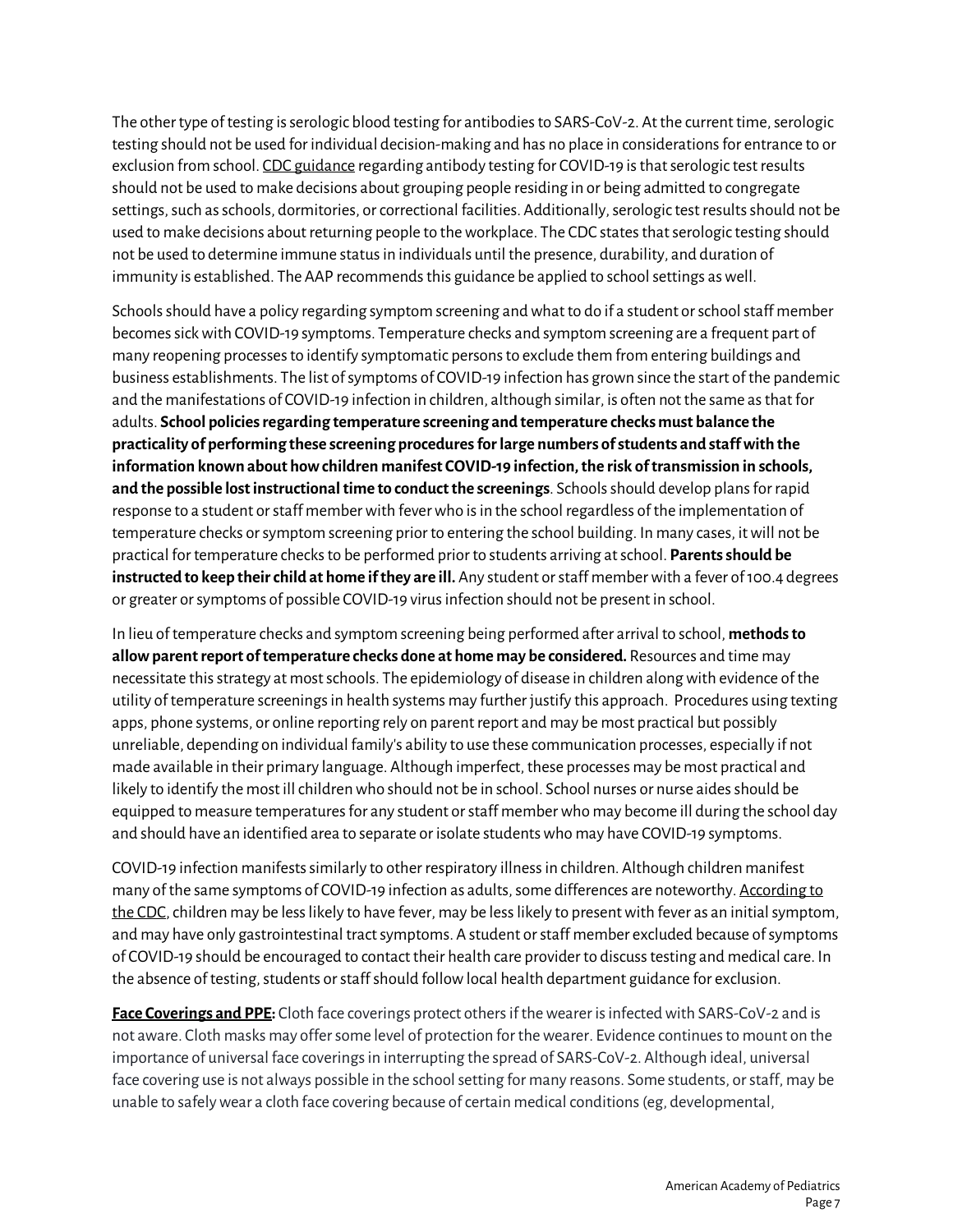The other type of testing is serologic blood testing for antibodies to SARS-CoV-2. At the current time, serologic testing should not be used for individual decision-making and has no place in considerations for entrance to or exclusion from school. CDC guidance regarding antibody testing for COVID-19 is that serologic test results should not be used to make decisions about grouping people residing in or being admitted to congregate settings, such as schools, dormitories, or correctional facilities. Additionally, serologic test results should not be used to make decisions about returning people to the workplace. The CDC states that serologic testing should not be used to determine immune status in individuals until the presence, durability, and duration of immunity is established. The AAP recommends this guidance be applied to school settings as well.

Schools should have a policy regarding symptom screening and what to do if a student or school staff member becomes sick with COVID-19 symptoms. Temperature checks and symptom screening are a frequent part of many reopening processes to identify symptomatic persons to exclude them from entering buildings and business establishments. The list of symptoms of COVID-19 infection has grown since the start of the pandemic and the manifestations of COVID-19 infection in children, although similar, is often not the same as that for adults. **School policies regarding temperature screening and temperature checks must balance the practicality of performing these screening procedures for large numbers of students and staff with the information known about how children manifest COVID-19 infection, the risk of transmission in schools, and the possible lost instructional time to conduct the screenings**. Schools should develop plans for rapid response to a student or staff member with fever who is in the school regardless of the implementation of temperature checks or symptom screening prior to entering the school building. In many cases, it will not be practical for temperature checks to be performed prior to students arriving at school. **Parents should be instructed to keep their child at home if they are ill.** Any student or staff member with a fever of 100.4 degrees or greater or symptoms of possible COVID-19 virus infection should not be present in school.

In lieu of temperature checks and symptom screening being performed after arrival to school, **methods to allow parent report of temperature checks done at home may be considered.** Resources and time may necessitate this strategy at most schools. The epidemiology of disease in children along with evidence of the utility of temperature screenings in health systems may further justify this approach. Procedures using texting apps, phone systems, or online reporting rely on parent report and may be most practical but possibly unreliable, depending on individual family's ability to use these communication processes, especially if not made available in their primary language. Although imperfect, these processes may be most practical and likely to identify the most ill children who should not be in school. School nurses or nurse aides should be equipped to measure temperatures for any student or staff member who may become ill during the school day and should have an identified area to separate or isolate students who may have COVID-19 symptoms.

COVID-19 infection manifests similarly to other respiratory illness in children. Although children manifest many of the same symptoms of COVID-19 infection as adults, some differences are noteworthy. According to the CDC, children may be less likely to have fever, may be less likely to present with fever as an initial symptom, and may have only gastrointestinal tract symptoms. A student or staff member excluded because of symptoms of COVID-19 should be encouraged to contact their health care provider to discuss testing and medical care. In the absence of testing, students or staff should follow local health department guidance for exclusion.

**Face Coverings and PPE:** Cloth face coverings protect others if the wearer is infected with SARS-CoV-2 and is not aware. Cloth masks may offer some level of protection for the wearer. Evidence continues to mount on the importance of universal face coverings in interrupting the spread of SARS-CoV-2. Although ideal, universal face covering use is not always possible in the school setting for many reasons. Some students, or staff, may be unable to safely wear a cloth face covering because of certain medical conditions (eg, developmental,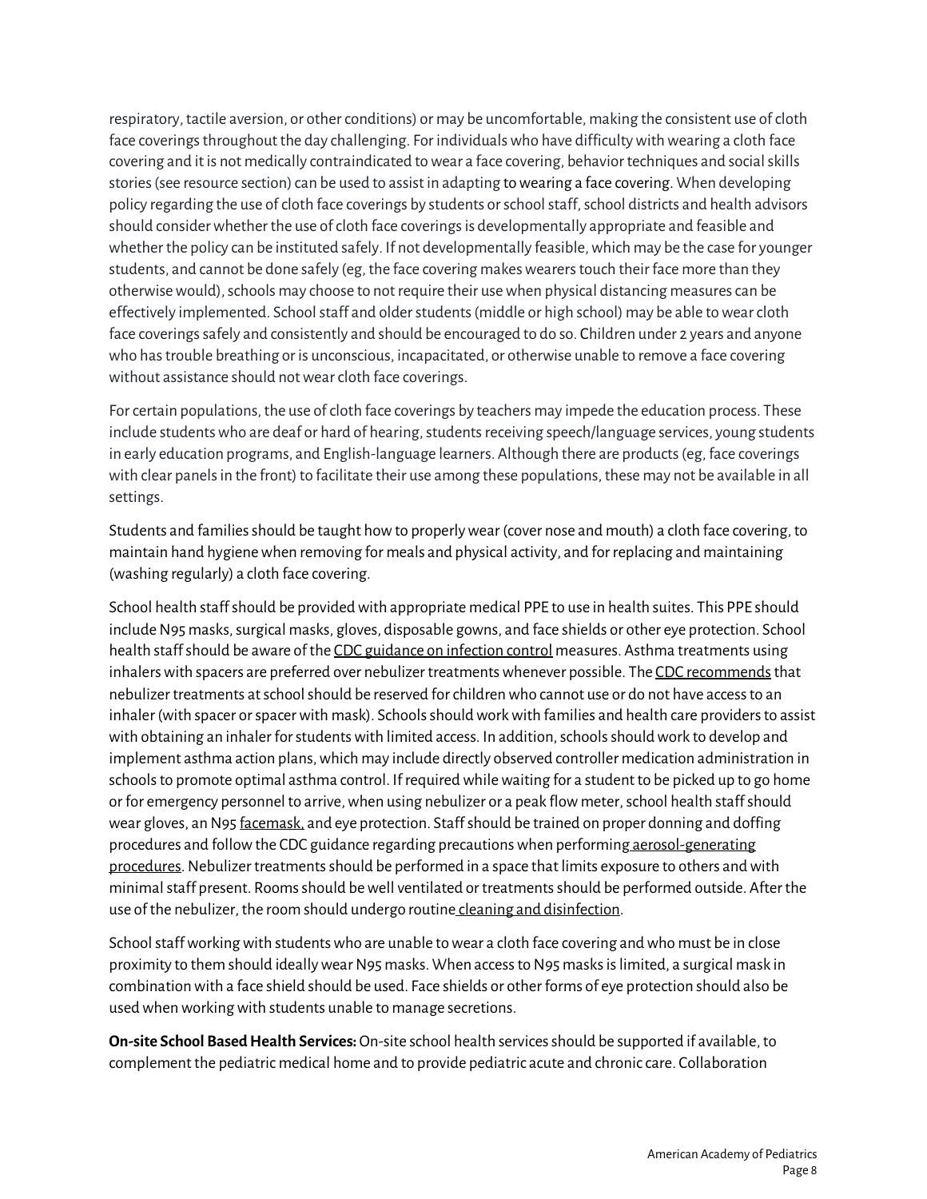respiratory, tactile aversion, or other conditions) or may be uncomfortable, making the consistent use of cloth face coverings throughout the day challenging. For individuals who have difficulty with wearing a cloth face covering and it is not medically contraindicated to wear a face covering, behavior techniques and social skills stories (see resource section) can be used to assist in adapting to wearing a face covering. When developing policy regarding the use of cloth face coverings by students or school staff, school districts and health advisors should consider whether the use of cloth face coverings is developmentally appropriate and feasible and whether the policy can be instituted safely. If not developmentally feasible, which may be the case for younger students, and cannot be done safely (eg, the face covering makes wearers touch their face more than they otherwise would), schools may choose to not require their use when physical distancing measures can be effectively implemented. School staff and older students (middle or high school) may be able to wear cloth face coverings safely and consistently and should be encouraged to do so. Children under 2 years and anyone who has trouble breathing or is unconscious, incapacitated, or otherwise unable to remove a face covering without assistance should not wear cloth face coverings.

For certain populations, the use of cloth face coverings by teachers may impede the education process. These include students who are deaf or hard of hearing, students receiving speech/language services, young students in early education programs, and English-language learners. Although there are products (eg, face coverings with clear panels in the front) to facilitate their use among these populations, these may not be available in all settings.

Students and families should be taught how to properly wear (cover nose and mouth) a cloth face covering, to maintain hand hygiene when removing for meals and physical activity, and for replacing and maintaining (washing regularly) a cloth face covering.

School health staff should be provided with appropriate medical PPE to use in health suites. This PPE should include N95 masks, surgical masks, gloves, disposable gowns, and face shields or other eye protection. School health staff should be aware of the CDC guidance on infection control measures. Asthma treatments using inhalers with spacers are preferred over nebulizer treatments whenever possible. The CDC recommends that nebulizer treatments at school should be reserved for children who cannot use or do not have access to an inhaler (with spacer or spacer with mask). Schools should work with families and health care providers to assist with obtaining an inhaler for students with limited access. In addition, schools should work to develop and implement asthma action plans, which may include directly observed controller medication administration in schools to promote optimal asthma control. If required while waiting for a student to be picked up to go home or for emergency personnel to arrive, when using nebulizer or a peak flow meter, school health staff should wear gloves, an N95 facemask, and eye protection. Staff should be trained on proper donning and doffing procedures and follow the CDC guidance regarding precautions when performing aerosol-generating procedures. Nebulizer treatments should be performed in a space that limits exposure to others and with minimal staff present. Rooms should be well ventilated or treatments should be performed outside. After the use of the nebulizer, the room should undergo routine cleaning and disinfection.

School staff working with students who are unable to wear a cloth face covering and who must be in close proximity to them should ideally wear N95 masks. When access to N95 masks is limited, a surgical mask in combination with a face shield should be used. Face shields or other forms of eye protection should also be used when working with students unable to manage secretions.

**On-site School Based Health Services:** On-site school health services should be supported if available, to complement the pediatric medical home and to provide pediatric acute and chronic care. Collaboration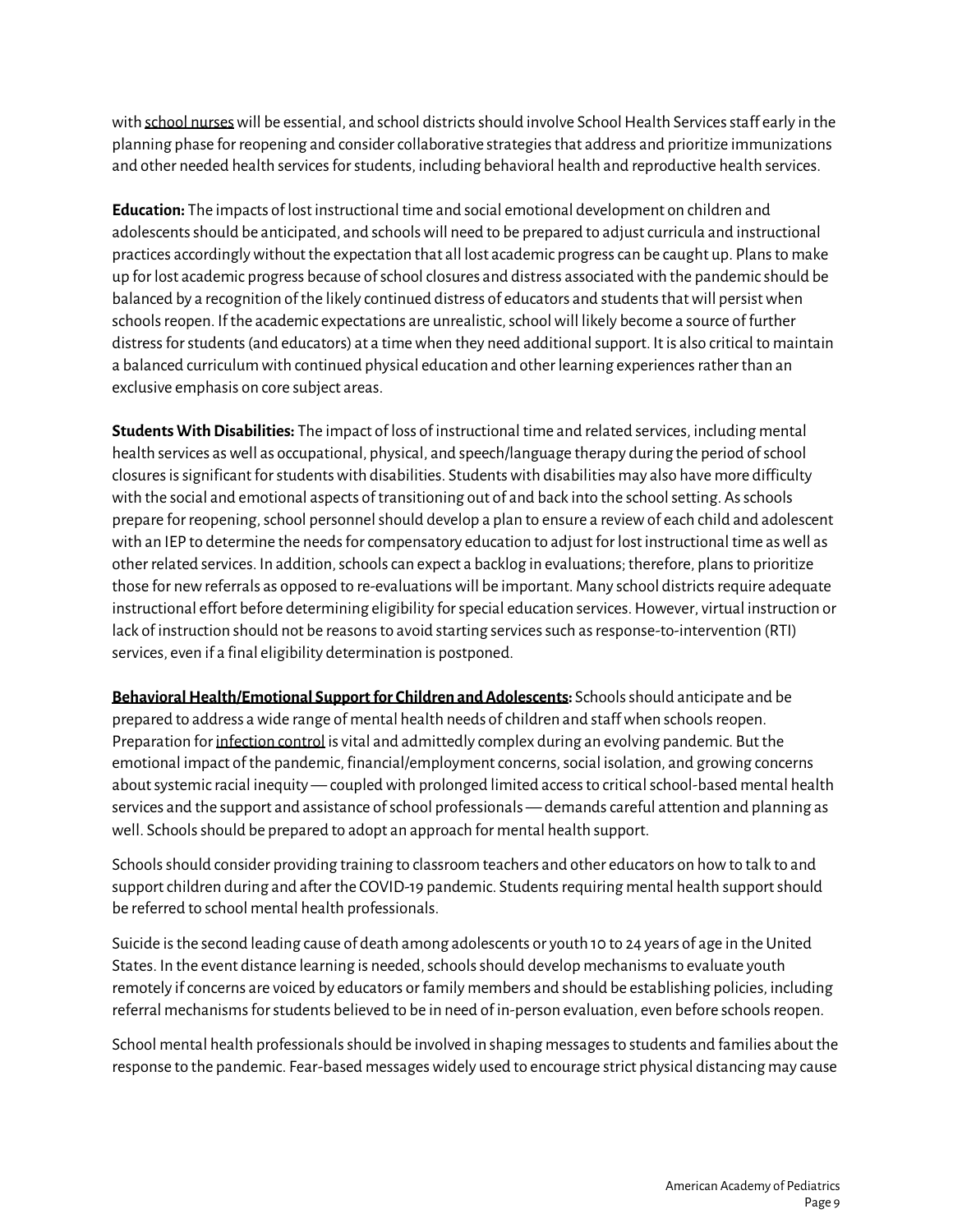with school nurses will be essential, and school districts should involve School Health Services staff early in the planning phase for reopening and consider collaborative strategies that address and prioritize immunizations and other needed health services for students, including behavioral health and reproductive health services.

**Education:** The impacts of lost instructional time and social emotional development on children and adolescents should be anticipated, and schools will need to be prepared to adjust curricula and instructional practices accordingly without the expectation that all lost academic progress can be caught up. Plans to make up for lost academic progress because of school closures and distress associated with the pandemic should be balanced by a recognition of the likely continued distress of educators and students that will persist when schools reopen. If the academic expectations are unrealistic, school will likely become a source of further distress for students (and educators) at a time when they need additional support. It is also critical to maintain a balanced curriculum with continued physical education and other learning experiences rather than an exclusive emphasis on core subject areas.

**Students With Disabilities:** The impact of loss of instructional time and related services, including mental health services as well as occupational, physical, and speech/language therapy during the period of school closures is significant for students with disabilities. Students with disabilities may also have more difficulty with the social and emotional aspects of transitioning out of and back into the school setting. As schools prepare for reopening, school personnel should develop a plan to ensure a review of each child and adolescent with an IEP to determine the needs for compensatory education to adjust for lost instructional time as well as other related services. In addition, schools can expect a backlog in evaluations; therefore, plans to prioritize those for new referrals as opposed to re-evaluations will be important. Many school districts require adequate instructional effort before determining eligibility for special education services. However, virtual instruction or lack of instruction should not be reasons to avoid starting services such as response-to-intervention (RTI) services, even if a final eligibility determination is postponed.

**Behavioral Health/Emotional Support for Children and Adolescents:** Schools should anticipate and be prepared to address a wide range of mental health needs of children and staff when schools reopen. Preparation for infection control is vital and admittedly complex during an evolving pandemic. But the emotional impact of the pandemic, financial/employment concerns, social isolation, and growing concerns about systemic racial inequity — coupled with prolonged limited access to critical school-based mental health services and the support and assistance of school professionals — demands careful attention and planning as well. Schools should be prepared to adopt an approach for mental health support.

Schools should consider providing training to classroom teachers and other educators on how to talk to and support children during and after the COVID-19 pandemic. Students requiring mental health support should be referred to school mental health professionals.

Suicide is the second leading cause of death among adolescents or youth 10 to 24 years of age in the United States. In the event distance learning is needed, schools should develop mechanisms to evaluate youth remotely if concerns are voiced by educators or family members and should be establishing policies, including referral mechanisms for students believed to be in need of in-person evaluation, even before schools reopen.

School mental health professionals should be involved in shaping messages to students and families about the response to the pandemic. Fear-based messages widely used to encourage strict physical distancing may cause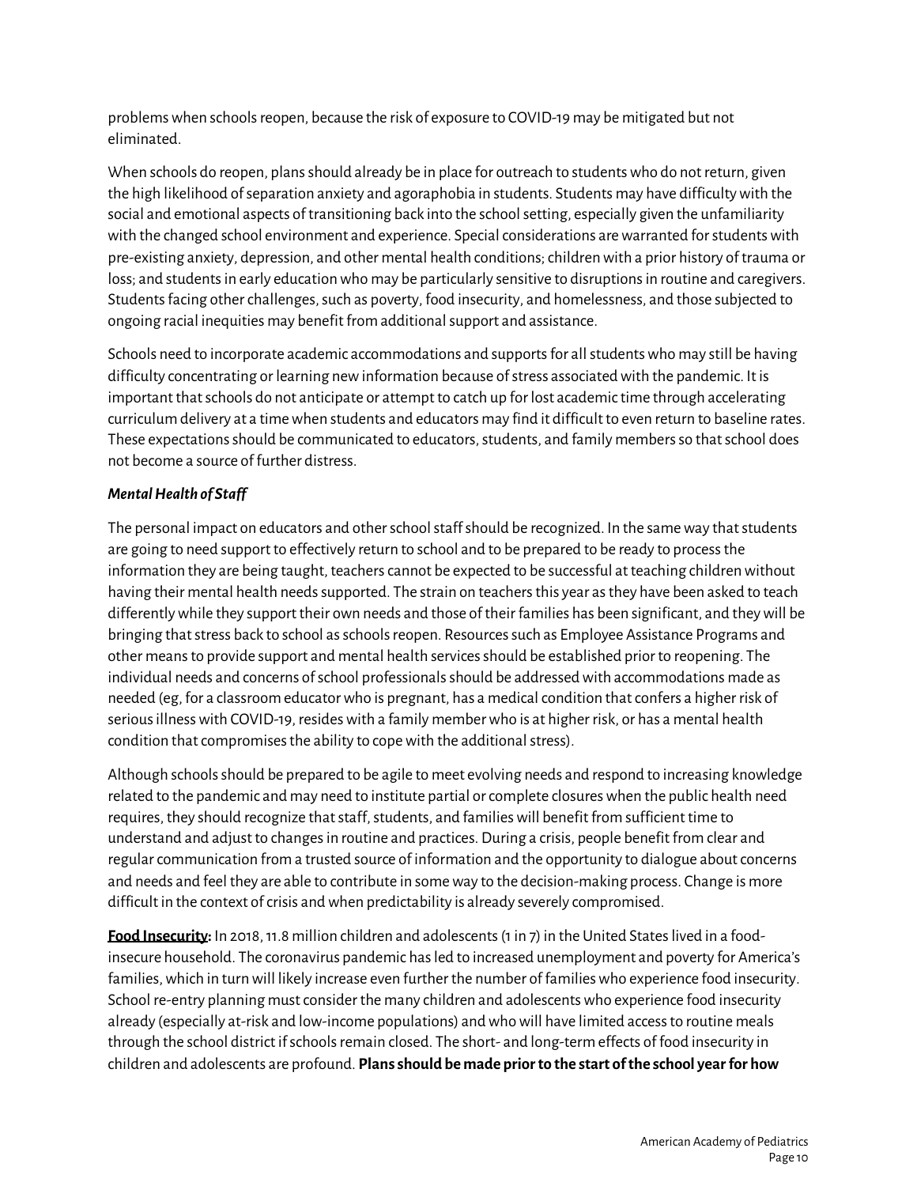problems when schools reopen, because the risk of exposure to COVID-19 may be mitigated but not eliminated.

When schools do reopen, plans should already be in place for outreach to students who do not return, given the high likelihood of separation anxiety and agoraphobia in students. Students may have difficulty with the social and emotional aspects of transitioning back into the school setting, especially given the unfamiliarity with the changed school environment and experience. Special considerations are warranted for students with pre-existing anxiety, depression, and other mental health conditions; children with a prior history of trauma or loss; and students in early education who may be particularly sensitive to disruptions in routine and caregivers. Students facing other challenges, such as poverty, food insecurity, and homelessness, and those subjected to ongoing racial inequities may benefit from additional support and assistance.

Schools need to incorporate academic accommodations and supports for all students who may still be having difficulty concentrating or learning new information because of stress associated with the pandemic. It is important that schools do not anticipate or attempt to catch up for lost academic time through accelerating curriculum delivery at a time when students and educators may find it difficult to even return to baseline rates. These expectations should be communicated to educators, students, and family members so that school does not become a source of further distress.

***Mental Health of Staff***

The personal impact on educators and other school staff should be recognized. In the same way that students are going to need support to effectively return to school and to be prepared to be ready to process the information they are being taught, teachers cannot be expected to be successful at teaching children without having their mental health needs supported. The strain on teachers this year as they have been asked to teach differently while they support their own needs and those of their families has been significant, and they will be bringing that stress back to school as schools reopen. Resources such as Employee Assistance Programs and other means to provide support and mental health services should be established prior to reopening. The individual needs and concerns of school professionals should be addressed with accommodations made as needed (eg, for a classroom educator who is pregnant, has a medical condition that confers a higher risk of serious illness with COVID-19, resides with a family member who is at higher risk, or has a mental health condition that compromises the ability to cope with the additional stress).

Although schools should be prepared to be agile to meet evolving needs and respond to increasing knowledge related to the pandemic and may need to institute partial or complete closures when the public health need requires, they should recognize that staff, students, and families will benefit from sufficient time to understand and adjust to changes in routine and practices. During a crisis, people benefit from clear and regular communication from a trusted source of information and the opportunity to dialogue about concerns and needs and feel they are able to contribute in some way to the decision-making process. Change is more difficult in the context of crisis and when predictability is already severely compromised.

**Food Insecurity:** In 2018, 11.8 million children and adolescents (1 in 7) in the United States lived in a food-insecure household. The coronavirus pandemic has led to increased unemployment and poverty for America's families, which in turn will likely increase even further the number of families who experience food insecurity. School re-entry planning must consider the many children and adolescents who experience food insecurity already (especially at-risk and low-income populations) and who will have limited access to routine meals through the school district if schools remain closed. The short- and long-term effects of food insecurity in children and adolescents are profound. **Plans should be made prior to the start of the school year for how**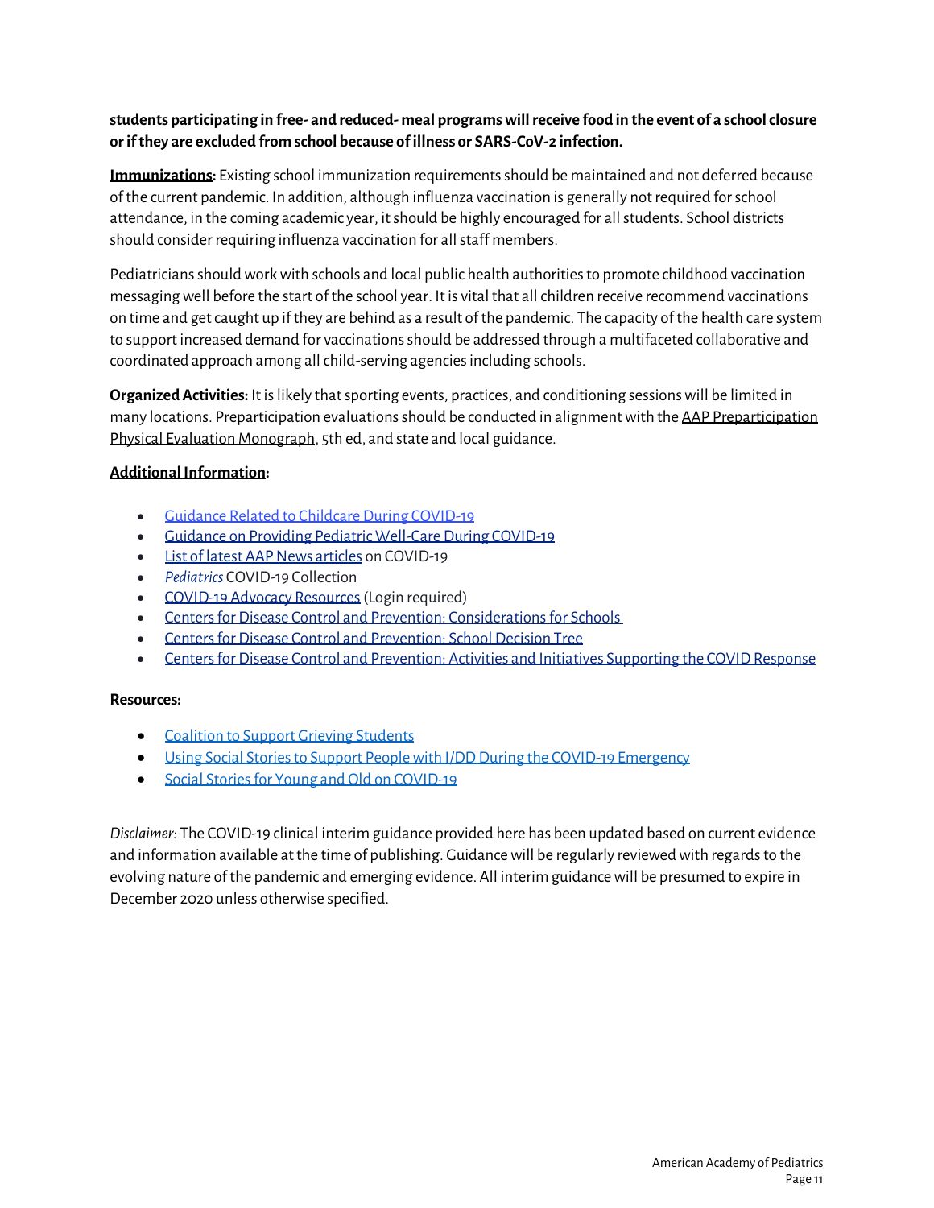**students participating in free- and reduced- meal programs will receive food in the event of a school closure or if they are excluded from school because of illness or SARS-CoV-2 infection.**

**Immunizations:** Existing school immunization requirements should be maintained and not deferred because of the current pandemic. In addition, although influenza vaccination is generally not required for school attendance, in the coming academic year, it should be highly encouraged for all students. School districts should consider requiring influenza vaccination for all staff members.

Pediatricians should work with schools and local public health authorities to promote childhood vaccination messaging well before the start of the school year. It is vital that all children receive recommend vaccinations on time and get caught up if they are behind as a result of the pandemic. The capacity of the health care system to support increased demand for vaccinations should be addressed through a multifaceted collaborative and coordinated approach among all child-serving agencies including schools.

**Organized Activities:** It is likely that sporting events, practices, and conditioning sessions will be limited in many locations. Preparticipation evaluations should be conducted in alignment with the AAP Preparticipation Physical Evaluation Monograph, 5th ed, and state and local guidance.

**Additional Information:**

- Guidance Related to Childcare During COVID-19
- Guidance on Providing Pediatric Well-Care During COVID-19
- List of latest AAP News articles on COVID-19
- *Pediatrics* COVID-19 Collection
- COVID-19 Advocacy Resources (Login required)
- Centers for Disease Control and Prevention: Considerations for Schools
- Centers for Disease Control and Prevention: School Decision Tree
- Centers for Disease Control and Prevention: Activities and Initiatives Supporting the COVID Response

**Resources:**

- Coalition to Support Grieving Students
- Using Social Stories to Support People with I/DD During the COVID-19 Emergency
- Social Stories for Young and Old on COVID-19

*Disclaimer:* The COVID-19 clinical interim guidance provided here has been updated based on current evidence and information available at the time of publishing. Guidance will be regularly reviewed with regards to the evolving nature of the pandemic and emerging evidence. All interim guidance will be presumed to expire in December 2020 unless otherwise specified.